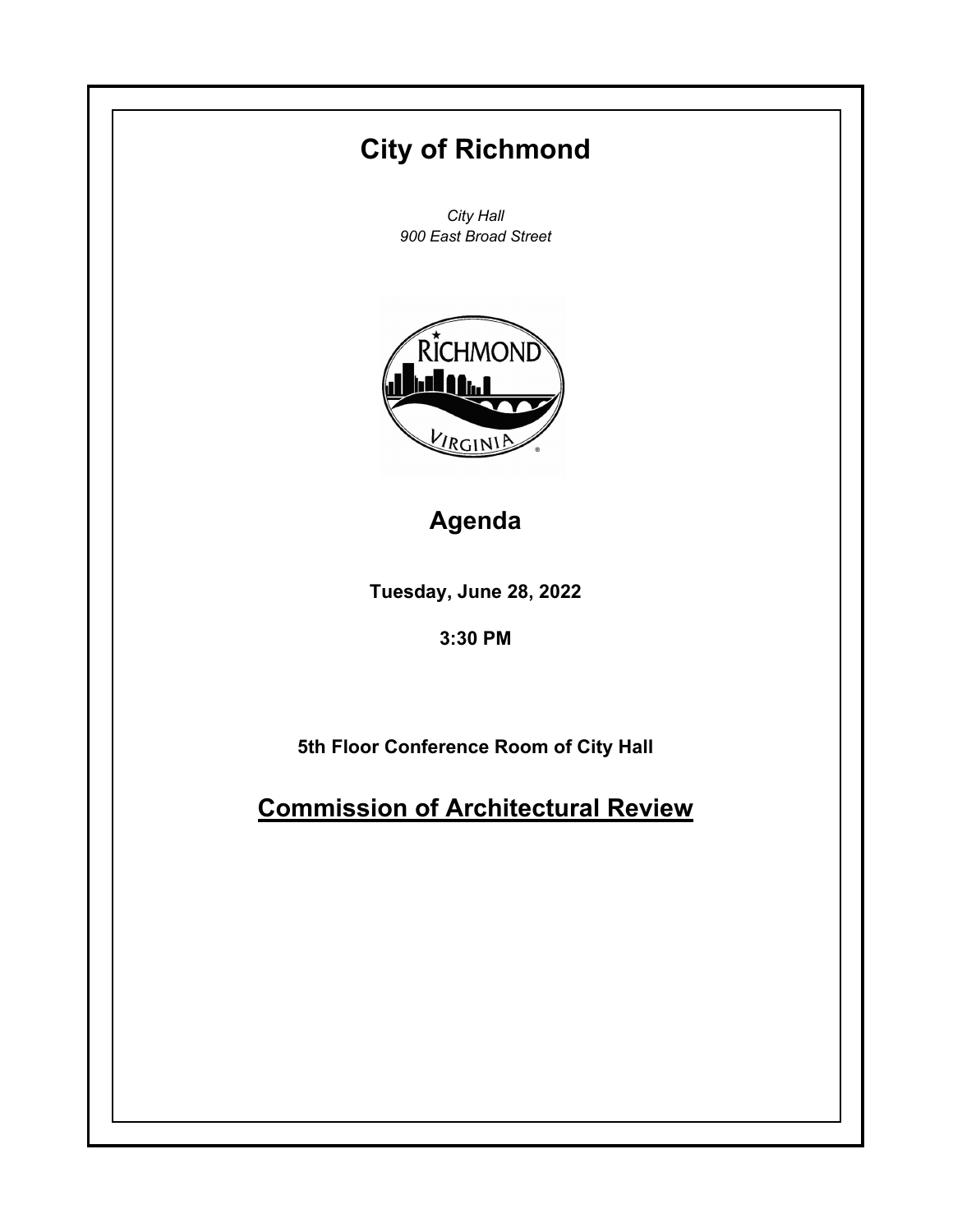# City of Richmond

*City Hall*
*900 East Broad Street*

## Agenda

**Tuesday, June 28, 2022**

**3:30 PM**

**5th Floor Conference Room of City Hall**

## Commission of Architectural Review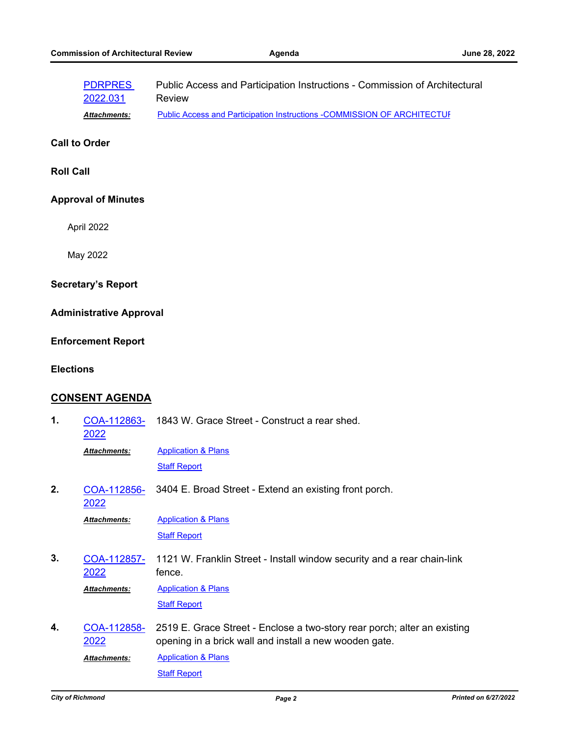PDRPRES 2022.031 Public Access and Participation Instructions - Commission of Architectural Review

*Attachments:* Public Access and Participation Instructions -COMMISSION OF ARCHITECTUR

**Call to Order**

**Roll Call**

**Approval of Minutes**

April 2022

May 2022

**Secretary's Report**

**Administrative Approval**

**Enforcement Report**

**Elections**

## CONSENT AGENDA

**1.** COA-112863-2022 1843 W. Grace Street - Construct a rear shed.

*Attachments:* Application & Plans
Staff Report

**2.** COA-112856-2022 3404 E. Broad Street - Extend an existing front porch.

*Attachments:* Application & Plans
Staff Report

**3.** COA-112857-2022 1121 W. Franklin Street - Install window security and a rear chain-link fence.

*Attachments:* Application & Plans
Staff Report

**4.** COA-112858-2022 2519 E. Grace Street - Enclose a two-story rear porch; alter an existing opening in a brick wall and install a new wooden gate.

*Attachments:* Application & Plans
Staff Report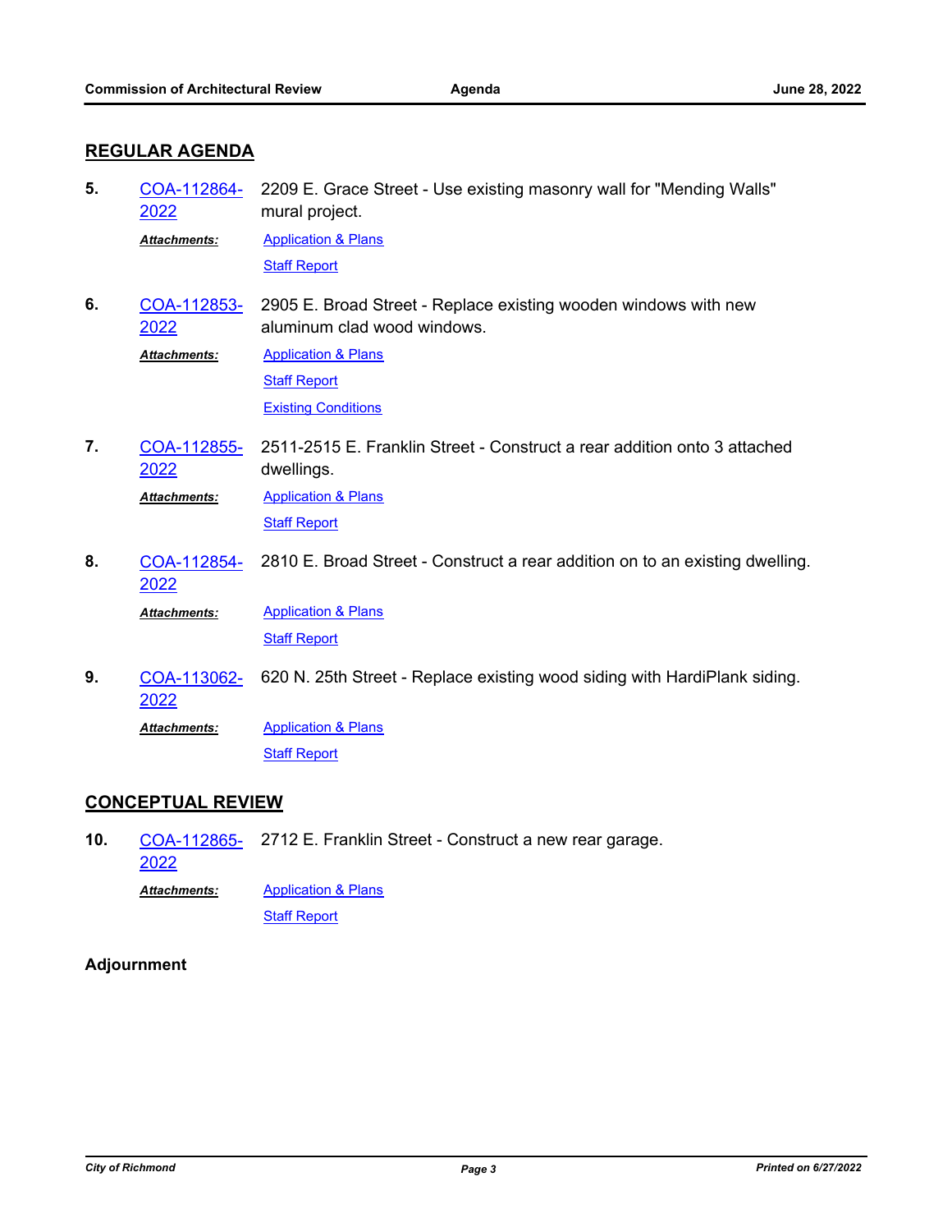## REGULAR AGENDA

**5.** COA-112864-2022 — 2209 E. Grace Street - Use existing masonry wall for "Mending Walls" mural project.

***Attachments:*** Application & Plans
Staff Report

**6.** COA-112853-2022 — 2905 E. Broad Street - Replace existing wooden windows with new aluminum clad wood windows.

***Attachments:*** Application & Plans
Staff Report
Existing Conditions

**7.** COA-112855-2022 — 2511-2515 E. Franklin Street - Construct a rear addition onto 3 attached dwellings.

***Attachments:*** Application & Plans
Staff Report

**8.** COA-112854-2022 — 2810 E. Broad Street - Construct a rear addition on to an existing dwelling.

***Attachments:*** Application & Plans
Staff Report

**9.** COA-113062-2022 — 620 N. 25th Street - Replace existing wood siding with HardiPlank siding.

***Attachments:*** Application & Plans
Staff Report

## CONCEPTUAL REVIEW

**10.** COA-112865-2022 — 2712 E. Franklin Street - Construct a new rear garage.

***Attachments:*** Application & Plans
Staff Report

### Adjournment